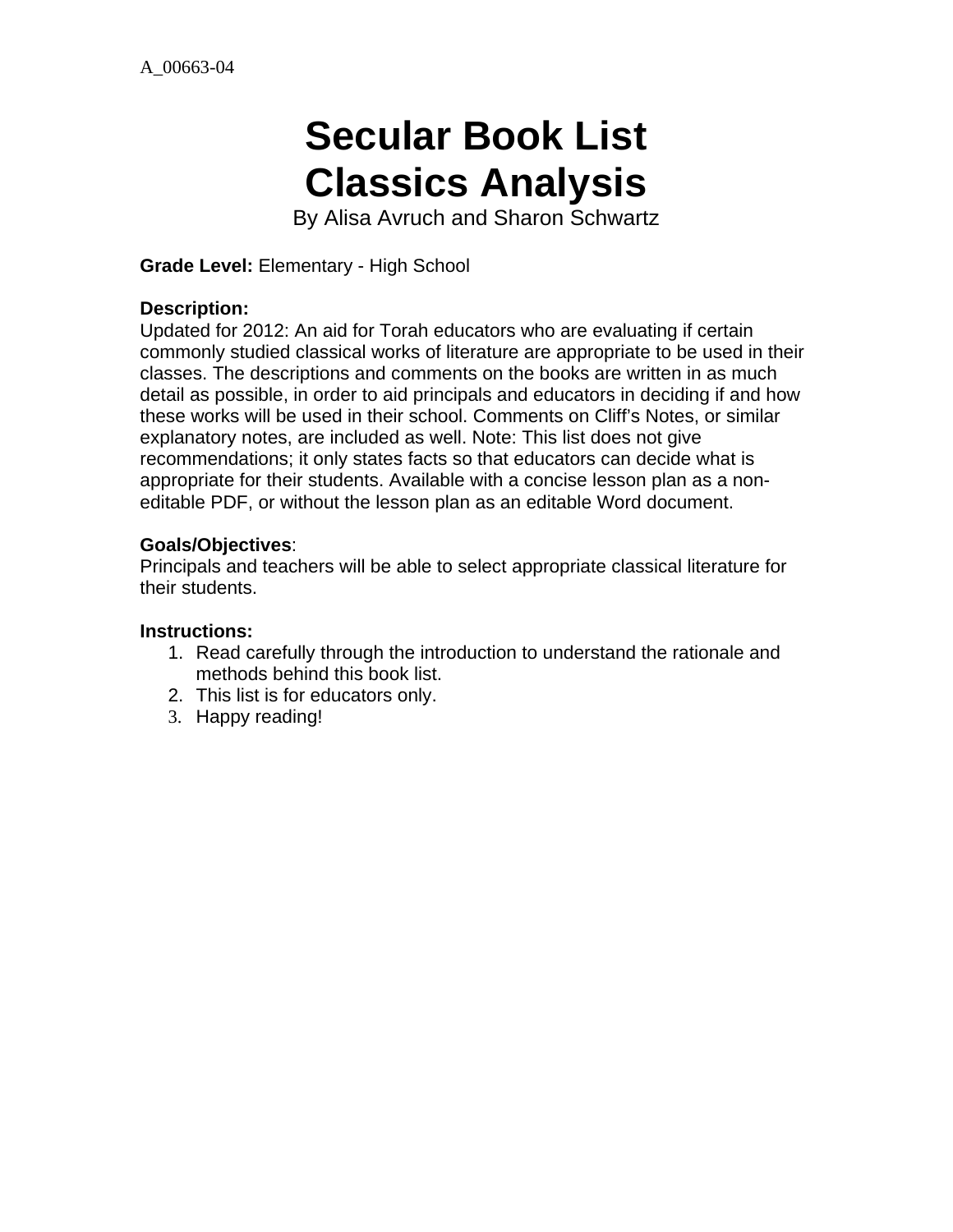A_00663-04

# Secular Book List
# Classics Analysis

By Alisa Avruch and Sharon Schwartz

**Grade Level:** Elementary - High School

**Description:**
Updated for 2012: An aid for Torah educators who are evaluating if certain commonly studied classical works of literature are appropriate to be used in their classes. The descriptions and comments on the books are written in as much detail as possible, in order to aid principals and educators in deciding if and how these works will be used in their school. Comments on Cliff's Notes, or similar explanatory notes, are included as well. Note: This list does not give recommendations; it only states facts so that educators can decide what is appropriate for their students. Available with a concise lesson plan as a non-editable PDF, or without the lesson plan as an editable Word document.

**Goals/Objectives**:
Principals and teachers will be able to select appropriate classical literature for their students.

**Instructions:**

1. Read carefully through the introduction to understand the rationale and methods behind this book list.
2. This list is for educators only.
3. Happy reading!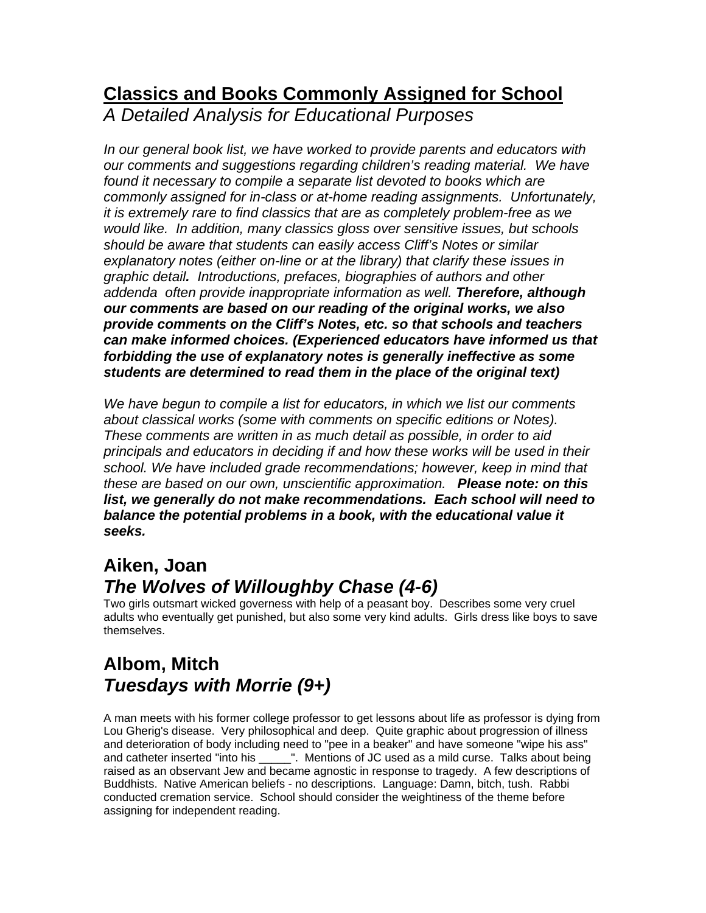## Classics and Books Commonly Assigned for School

*A Detailed Analysis for Educational Purposes*

*In our general book list, we have worked to provide parents and educators with our comments and suggestions regarding children's reading material. We have found it necessary to compile a separate list devoted to books which are commonly assigned for in-class or at-home reading assignments. Unfortunately, it is extremely rare to find classics that are as completely problem-free as we would like. In addition, many classics gloss over sensitive issues, but schools should be aware that students can easily access Cliff's Notes or similar explanatory notes (either on-line or at the library) that clarify these issues in graphic detail. Introductions, prefaces, biographies of authors and other addenda often provide inappropriate information as well.* ***Therefore, although our comments are based on our reading of the original works, we also provide comments on the Cliff's Notes, etc. so that schools and teachers can make informed choices. (Experienced educators have informed us that forbidding the use of explanatory notes is generally ineffective as some students are determined to read them in the place of the original text)***

*We have begun to compile a list for educators, in which we list our comments about classical works (some with comments on specific editions or Notes). These comments are written in as much detail as possible, in order to aid principals and educators in deciding if and how these works will be used in their school. We have included grade recommendations; however, keep in mind that these are based on our own, unscientific approximation.* ***Please note: on this list, we generally do not make recommendations. Each school will need to balance the potential problems in a book, with the educational value it seeks.***

## Aiken, Joan
### *The Wolves of Willoughby Chase (4-6)*

Two girls outsmart wicked governess with help of a peasant boy. Describes some very cruel adults who eventually get punished, but also some very kind adults. Girls dress like boys to save themselves.

## Albom, Mitch
### *Tuesdays with Morrie (9+)*

A man meets with his former college professor to get lessons about life as professor is dying from Lou Gherig's disease. Very philosophical and deep. Quite graphic about progression of illness and deterioration of body including need to "pee in a beaker" and have someone "wipe his ass" and catheter inserted "into his _____". Mentions of JC used as a mild curse. Talks about being raised as an observant Jew and became agnostic in response to tragedy. A few descriptions of Buddhists. Native American beliefs - no descriptions. Language: Damn, bitch, tush. Rabbi conducted cremation service. School should consider the weightiness of the theme before assigning for independent reading.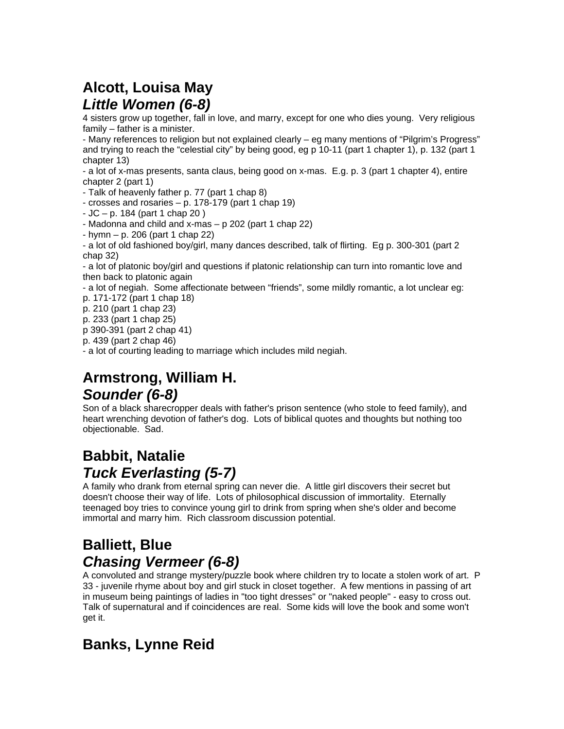## Alcott, Louisa May

### *Little Women (6-8)*

4 sisters grow up together, fall in love, and marry, except for one who dies young. Very religious family – father is a minister.

- Many references to religion but not explained clearly – eg many mentions of "Pilgrim's Progress" and trying to reach the "celestial city" by being good, eg p 10-11 (part 1 chapter 1), p. 132 (part 1 chapter 13)
- a lot of x-mas presents, santa claus, being good on x-mas. E.g. p. 3 (part 1 chapter 4), entire chapter 2 (part 1)
- Talk of heavenly father p. 77 (part 1 chap 8)
- crosses and rosaries – p. 178-179 (part 1 chap 19)
- JC – p. 184 (part 1 chap 20 )
- Madonna and child and x-mas – p 202 (part 1 chap 22)
- hymn – p. 206 (part 1 chap 22)
- a lot of old fashioned boy/girl, many dances described, talk of flirting. Eg p. 300-301 (part 2 chap 32)
- a lot of platonic boy/girl and questions if platonic relationship can turn into romantic love and then back to platonic again
- a lot of negiah. Some affectionate between "friends", some mildly romantic, a lot unclear eg:

p. 171-172 (part 1 chap 18)
p. 210 (part 1 chap 23)
p. 233 (part 1 chap 25)
p 390-391 (part 2 chap 41)
p. 439 (part 2 chap 46)

- a lot of courting leading to marriage which includes mild negiah.

## Armstrong, William H.

### *Sounder (6-8)*

Son of a black sharecropper deals with father's prison sentence (who stole to feed family), and heart wrenching devotion of father's dog. Lots of biblical quotes and thoughts but nothing too objectionable. Sad.

## Babbit, Natalie

### *Tuck Everlasting (5-7)*

A family who drank from eternal spring can never die. A little girl discovers their secret but doesn't choose their way of life. Lots of philosophical discussion of immortality. Eternally teenaged boy tries to convince young girl to drink from spring when she's older and become immortal and marry him. Rich classroom discussion potential.

## Balliett, Blue

### *Chasing Vermeer (6-8)*

A convoluted and strange mystery/puzzle book where children try to locate a stolen work of art. P 33 - juvenile rhyme about boy and girl stuck in closet together. A few mentions in passing of art in museum being paintings of ladies in "too tight dresses" or "naked people" - easy to cross out. Talk of supernatural and if coincidences are real. Some kids will love the book and some won't get it.

## Banks, Lynne Reid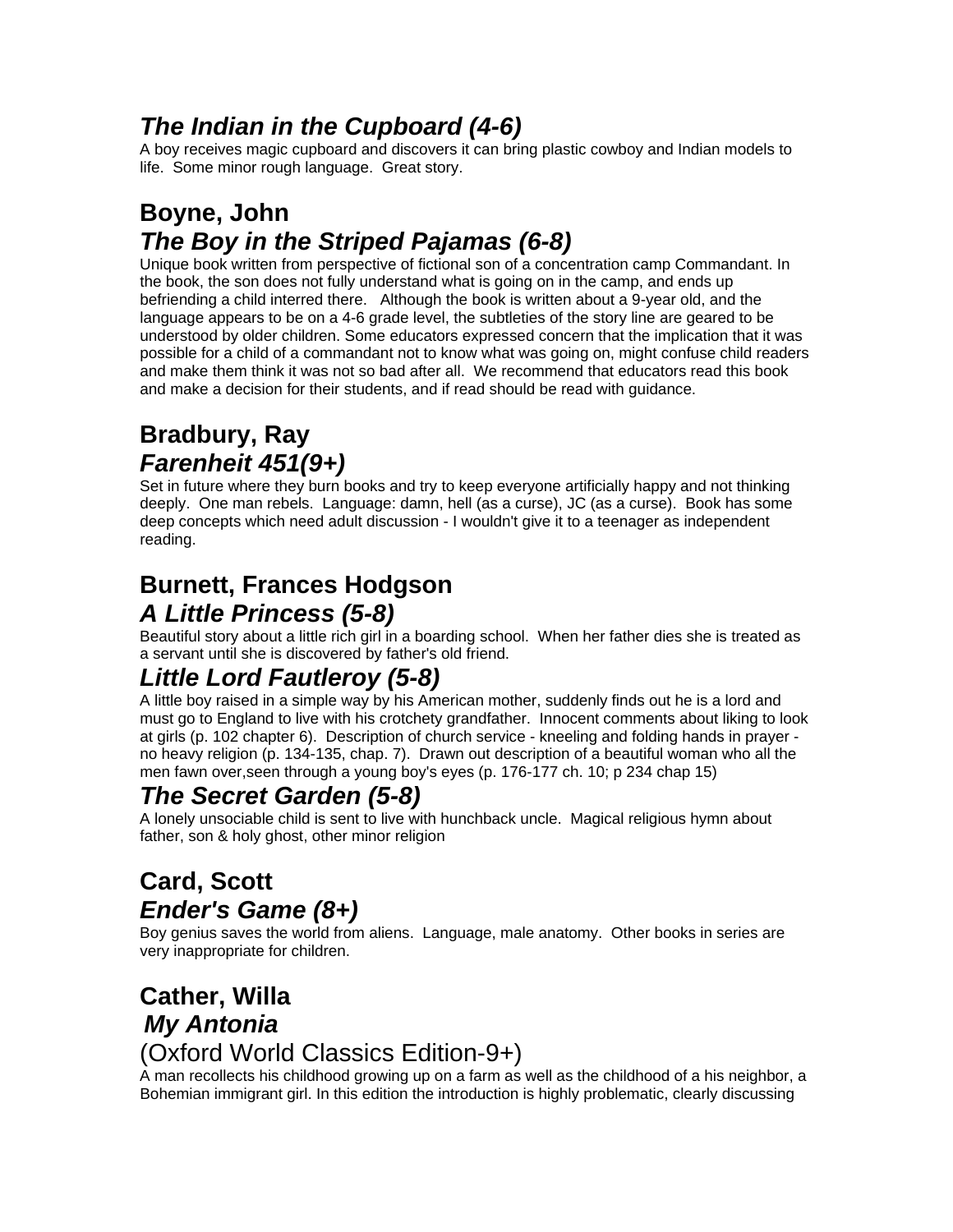## *The Indian in the Cupboard (4-6)*

A boy receives magic cupboard and discovers it can bring plastic cowboy and Indian models to life. Some minor rough language. Great story.

# Boyne, John

## *The Boy in the Striped Pajamas (6-8)*

Unique book written from perspective of fictional son of a concentration camp Commandant. In the book, the son does not fully understand what is going on in the camp, and ends up befriending a child interred there. Although the book is written about a 9-year old, and the language appears to be on a 4-6 grade level, the subtleties of the story line are geared to be understood by older children. Some educators expressed concern that the implication that it was possible for a child of a commandant not to know what was going on, might confuse child readers and make them think it was not so bad after all. We recommend that educators read this book and make a decision for their students, and if read should be read with guidance.

# Bradbury, Ray

## *Farenheit 451(9+)*

Set in future where they burn books and try to keep everyone artificially happy and not thinking deeply. One man rebels. Language: damn, hell (as a curse), JC (as a curse). Book has some deep concepts which need adult discussion - I wouldn't give it to a teenager as independent reading.

# Burnett, Frances Hodgson

## *A Little Princess (5-8)*

Beautiful story about a little rich girl in a boarding school. When her father dies she is treated as a servant until she is discovered by father's old friend.

## *Little Lord Fautleroy (5-8)*

A little boy raised in a simple way by his American mother, suddenly finds out he is a lord and must go to England to live with his crotchety grandfather. Innocent comments about liking to look at girls (p. 102 chapter 6). Description of church service - kneeling and folding hands in prayer - no heavy religion (p. 134-135, chap. 7). Drawn out description of a beautiful woman who all the men fawn over,seen through a young boy's eyes (p. 176-177 ch. 10; p 234 chap 15)

## *The Secret Garden (5-8)*

A lonely unsociable child is sent to live with hunchback uncle. Magical religious hymn about father, son & holy ghost, other minor religion

# Card, Scott

## *Ender's Game (8+)*

Boy genius saves the world from aliens. Language, male anatomy. Other books in series are very inappropriate for children.

# Cather, Willa

## *My Antonia*

(Oxford World Classics Edition-9+)

A man recollects his childhood growing up on a farm as well as the childhood of a his neighbor, a Bohemian immigrant girl. In this edition the introduction is highly problematic, clearly discussing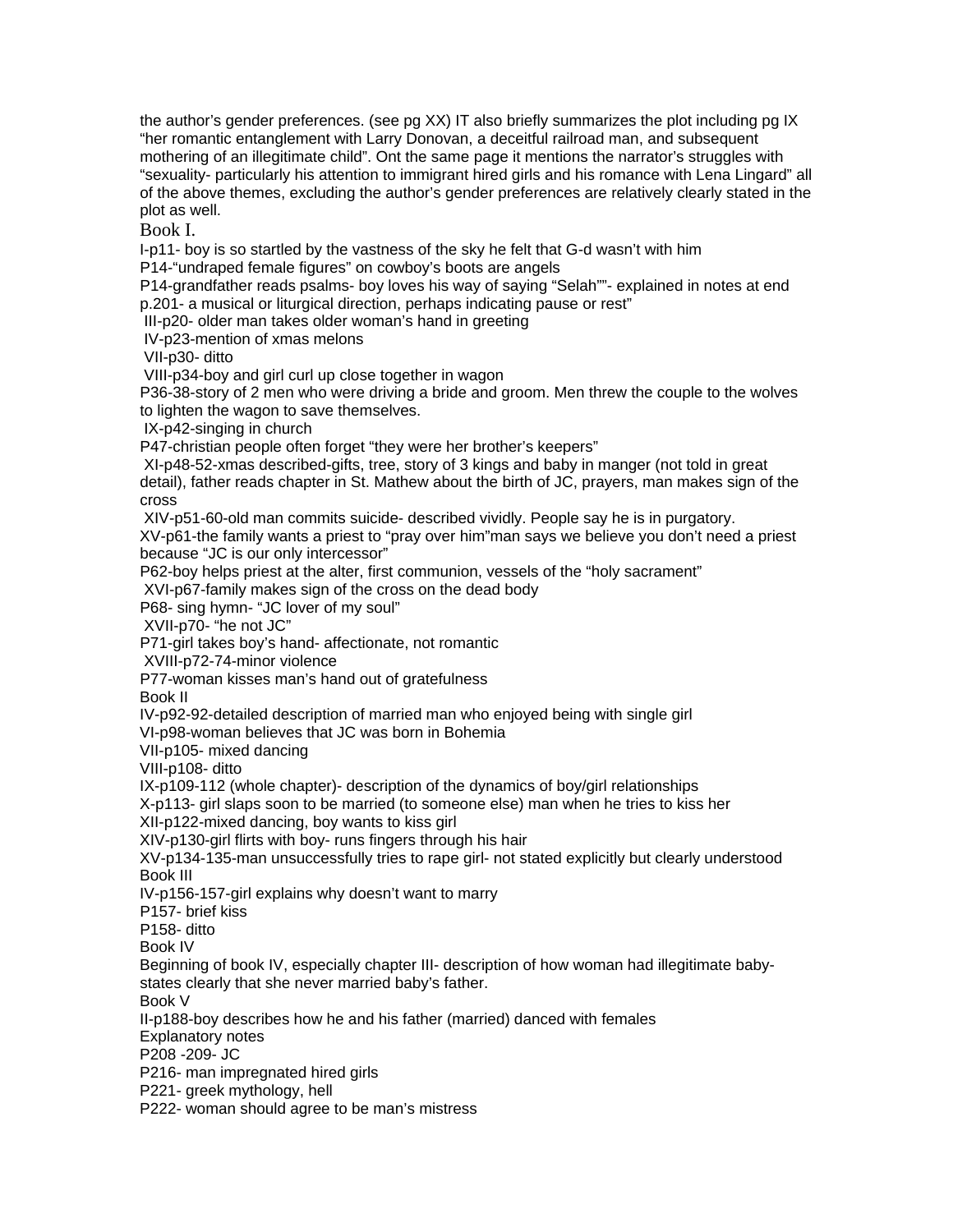the author's gender preferences. (see pg XX) IT also briefly summarizes the plot including pg IX "her romantic entanglement with Larry Donovan, a deceitful railroad man, and subsequent mothering of an illegitimate child". Ont the same page it mentions the narrator's struggles with "sexuality- particularly his attention to immigrant hired girls and his romance with Lena Lingard" all of the above themes, excluding the author's gender preferences are relatively clearly stated in the plot as well.

Book I.

I-p11- boy is so startled by the vastness of the sky he felt that G-d wasn't with him
P14-"undraped female figures" on cowboy's boots are angels
P14-grandfather reads psalms- boy loves his way of saying "Selah""- explained in notes at end p.201- a musical or liturgical direction, perhaps indicating pause or rest"
III-p20- older man takes older woman's hand in greeting
IV-p23-mention of xmas melons
VII-p30- ditto
VIII-p34-boy and girl curl up close together in wagon
P36-38-story of 2 men who were driving a bride and groom. Men threw the couple to the wolves to lighten the wagon to save themselves.
IX-p42-singing in church
P47-christian people often forget "they were her brother's keepers"
XI-p48-52-xmas described-gifts, tree, story of 3 kings and baby in manger (not told in great detail), father reads chapter in St. Mathew about the birth of JC, prayers, man makes sign of the cross
XIV-p51-60-old man commits suicide- described vividly. People say he is in purgatory.
XV-p61-the family wants a priest to "pray over him"man says we believe you don't need a priest because "JC is our only intercessor"
P62-boy helps priest at the alter, first communion, vessels of the "holy sacrament"
XVI-p67-family makes sign of the cross on the dead body
P68- sing hymn- "JC lover of my soul"
XVII-p70- "he not JC"
P71-girl takes boy's hand- affectionate, not romantic
XVIII-p72-74-minor violence
P77-woman kisses man's hand out of gratefulness

Book II

IV-p92-92-detailed description of married man who enjoyed being with single girl
VI-p98-woman believes that JC was born in Bohemia
VII-p105- mixed dancing
VIII-p108- ditto
IX-p109-112 (whole chapter)- description of the dynamics of boy/girl relationships
X-p113- girl slaps soon to be married (to someone else) man when he tries to kiss her
XII-p122-mixed dancing, boy wants to kiss girl
XIV-p130-girl flirts with boy- runs fingers through his hair
XV-p134-135-man unsuccessfully tries to rape girl- not stated explicitly but clearly understood

Book III

IV-p156-157-girl explains why doesn't want to marry
P157- brief kiss
P158- ditto

Book IV

Beginning of book IV, especially chapter III- description of how woman had illegitimate baby- states clearly that she never married baby's father.

Book V

II-p188-boy describes how he and his father (married) danced with females

Explanatory notes

P208 -209- JC
P216- man impregnated hired girls
P221- greek mythology, hell
P222- woman should agree to be man's mistress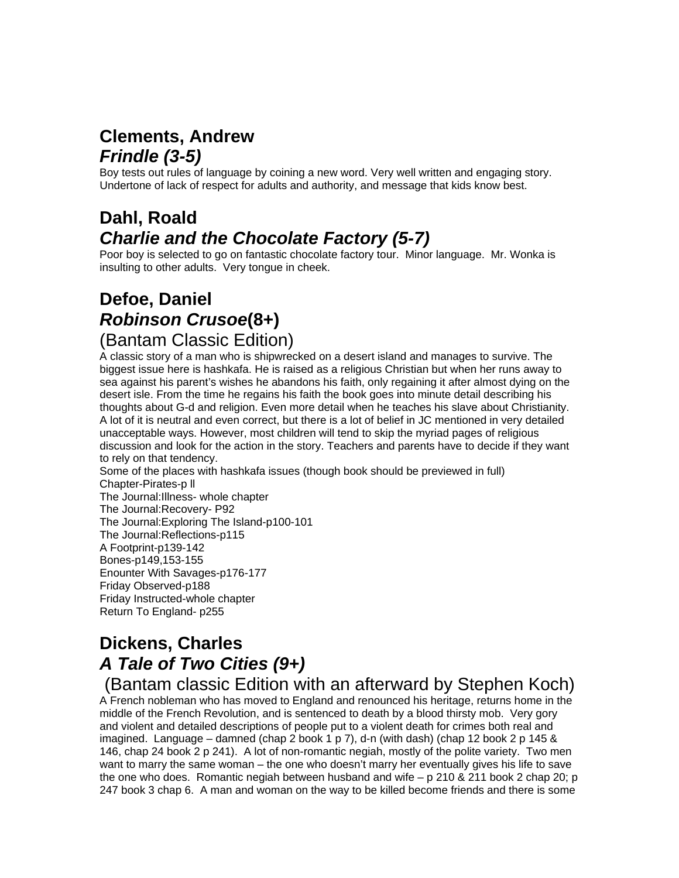## Clements, Andrew
### *Frindle (3-5)*

Boy tests out rules of language by coining a new word. Very well written and engaging story. Undertone of lack of respect for adults and authority, and message that kids know best.

## Dahl, Roald
### *Charlie and the Chocolate Factory (5-7)*

Poor boy is selected to go on fantastic chocolate factory tour. Minor language. Mr. Wonka is insulting to other adults. Very tongue in cheek.

## Defoe, Daniel
### ***Robinson Crusoe*(8+)**
### (Bantam Classic Edition)

A classic story of a man who is shipwrecked on a desert island and manages to survive. The biggest issue here is hashkafa. He is raised as a religious Christian but when her runs away to sea against his parent's wishes he abandons his faith, only regaining it after almost dying on the desert isle. From the time he regains his faith the book goes into minute detail describing his thoughts about G-d and religion. Even more detail when he teaches his slave about Christianity. A lot of it is neutral and even correct, but there is a lot of belief in JC mentioned in very detailed unacceptable ways. However, most children will tend to skip the myriad pages of religious discussion and look for the action in the story. Teachers and parents have to decide if they want to rely on that tendency.

Some of the places with hashkafa issues (though book should be previewed in full)
Chapter-Pirates-p ll
The Journal:Illness- whole chapter
The Journal:Recovery- P92
The Journal:Exploring The Island-p100-101
The Journal:Reflections-p115
A Footprint-p139-142
Bones-p149,153-155
Enounter With Savages-p176-177
Friday Observed-p188
Friday Instructed-whole chapter
Return To England- p255

## Dickens, Charles
### *A Tale of Two Cities (9+)*
### (Bantam classic Edition with an afterward by Stephen Koch)

A French nobleman who has moved to England and renounced his heritage, returns home in the middle of the French Revolution, and is sentenced to death by a blood thirsty mob. Very gory and violent and detailed descriptions of people put to a violent death for crimes both real and imagined. Language – damned (chap 2 book 1 p 7), d-n (with dash) (chap 12 book 2 p 145 & 146, chap 24 book 2 p 241). A lot of non-romantic negiah, mostly of the polite variety. Two men want to marry the same woman – the one who doesn't marry her eventually gives his life to save the one who does. Romantic negiah between husband and wife – p 210 & 211 book 2 chap 20; p 247 book 3 chap 6. A man and woman on the way to be killed become friends and there is some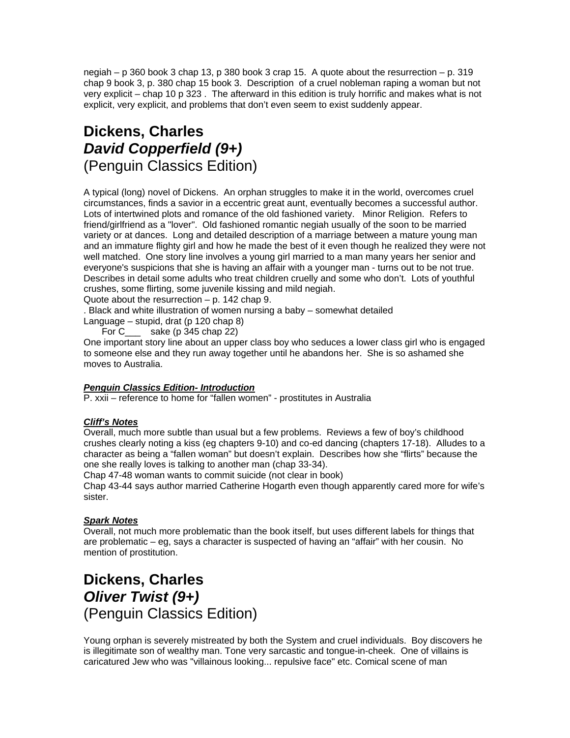negiah – p 360 book 3 chap 13, p 380 book 3 crap 15. A quote about the resurrection – p. 319 chap 9 book 3, p. 380 chap 15 book 3. Description of a cruel nobleman raping a woman but not very explicit – chap 10 p 323 . The afterward in this edition is truly horrific and makes what is not explicit, very explicit, and problems that don't even seem to exist suddenly appear.

## Dickens, Charles
## *David Copperfield (9+)*
## (Penguin Classics Edition)

A typical (long) novel of Dickens. An orphan struggles to make it in the world, overcomes cruel circumstances, finds a savior in a eccentric great aunt, eventually becomes a successful author. Lots of intertwined plots and romance of the old fashioned variety. Minor Religion. Refers to friend/girlfriend as a "lover". Old fashioned romantic negiah usually of the soon to be married variety or at dances. Long and detailed description of a marriage between a mature young man and an immature flighty girl and how he made the best of it even though he realized they were not well matched. One story line involves a young girl married to a man many years her senior and everyone's suspicions that she is having an affair with a younger man - turns out to be not true. Describes in detail some adults who treat children cruelly and some who don't. Lots of youthful crushes, some flirting, some juvenile kissing and mild negiah.
Quote about the resurrection – p. 142 chap 9.
. Black and white illustration of women nursing a baby – somewhat detailed
Language – stupid, drat (p 120 chap 8)
For C___ sake (p 345 chap 22)
One important story line about an upper class boy who seduces a lower class girl who is engaged to someone else and they run away together until he abandons her. She is so ashamed she moves to Australia.

***Penguin Classics Edition- Introduction***
P. xxii – reference to home for "fallen women" - prostitutes in Australia

***Cliff's Notes***
Overall, much more subtle than usual but a few problems. Reviews a few of boy's childhood crushes clearly noting a kiss (eg chapters 9-10) and co-ed dancing (chapters 17-18). Alludes to a character as being a "fallen woman" but doesn't explain. Describes how she "flirts" because the one she really loves is talking to another man (chap 33-34).
Chap 47-48 woman wants to commit suicide (not clear in book)
Chap 43-44 says author married Catherine Hogarth even though apparently cared more for wife's sister.

***Spark Notes***
Overall, not much more problematic than the book itself, but uses different labels for things that are problematic – eg, says a character is suspected of having an "affair" with her cousin. No mention of prostitution.

## Dickens, Charles
## *Oliver Twist (9+)*
## (Penguin Classics Edition)

Young orphan is severely mistreated by both the System and cruel individuals. Boy discovers he is illegitimate son of wealthy man. Tone very sarcastic and tongue-in-cheek. One of villains is caricatured Jew who was "villainous looking... repulsive face" etc. Comical scene of man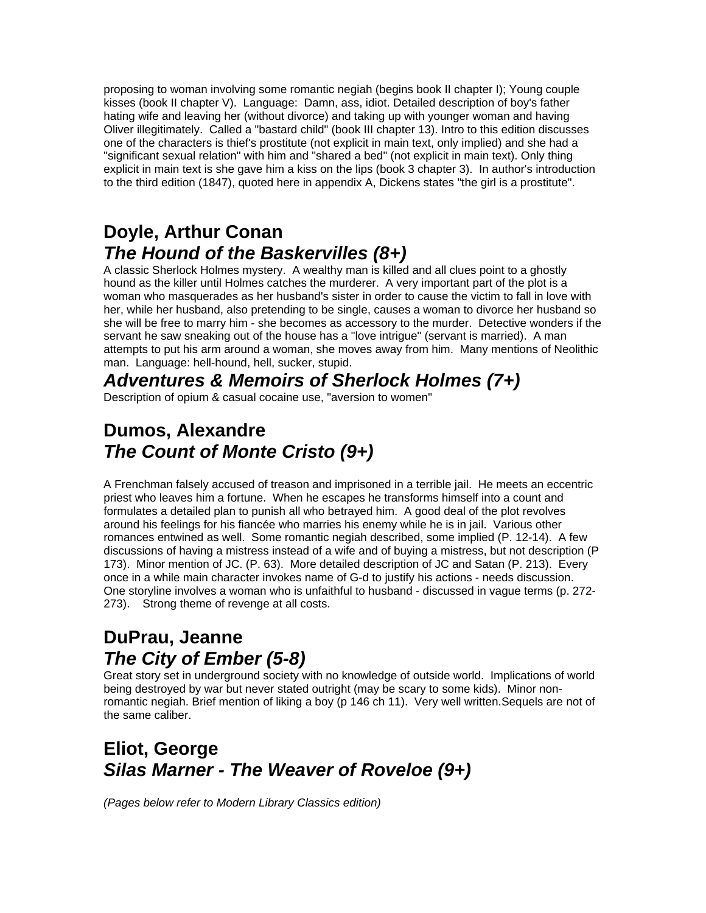proposing to woman involving some romantic negiah (begins book II chapter I); Young couple kisses (book II chapter V). Language: Damn, ass, idiot. Detailed description of boy's father hating wife and leaving her (without divorce) and taking up with younger woman and having Oliver illegitimately. Called a "bastard child" (book III chapter 13). Intro to this edition discusses one of the characters is thief's prostitute (not explicit in main text, only implied) and she had a "significant sexual relation" with him and "shared a bed" (not explicit in main text). Only thing explicit in main text is she gave him a kiss on the lips (book 3 chapter 3). In author's introduction to the third edition (1847), quoted here in appendix A, Dickens states "the girl is a prostitute".

## Doyle, Arthur Conan

### *The Hound of the Baskervilles (8+)*

A classic Sherlock Holmes mystery. A wealthy man is killed and all clues point to a ghostly hound as the killer until Holmes catches the murderer. A very important part of the plot is a woman who masquerades as her husband's sister in order to cause the victim to fall in love with her, while her husband, also pretending to be single, causes a woman to divorce her husband so she will be free to marry him - she becomes as accessory to the murder. Detective wonders if the servant he saw sneaking out of the house has a "love intrigue" (servant is married). A man attempts to put his arm around a woman, she moves away from him. Many mentions of Neolithic man. Language: hell-hound, hell, sucker, stupid.

### *Adventures & Memoirs of Sherlock Holmes (7+)*

Description of opium & casual cocaine use, "aversion to women"

## Dumos, Alexandre

### *The Count of Monte Cristo (9+)*

A Frenchman falsely accused of treason and imprisoned in a terrible jail. He meets an eccentric priest who leaves him a fortune. When he escapes he transforms himself into a count and formulates a detailed plan to punish all who betrayed him. A good deal of the plot revolves around his feelings for his fiancée who marries his enemy while he is in jail. Various other romances entwined as well. Some romantic negiah described, some implied (P. 12-14). A few discussions of having a mistress instead of a wife and of buying a mistress, but not description (P 173). Minor mention of JC. (P. 63). More detailed description of JC and Satan (P. 213). Every once in a while main character invokes name of G-d to justify his actions - needs discussion. One storyline involves a woman who is unfaithful to husband - discussed in vague terms (p. 272-273). Strong theme of revenge at all costs.

## DuPrau, Jeanne

### *The City of Ember (5-8)*

Great story set in underground society with no knowledge of outside world. Implications of world being destroyed by war but never stated outright (may be scary to some kids). Minor non-romantic negiah. Brief mention of liking a boy (p 146 ch 11). Very well written.Sequels are not of the same caliber.

## Eliot, George

### *Silas Marner - The Weaver of Roveloe (9+)*

*(Pages below refer to Modern Library Classics edition)*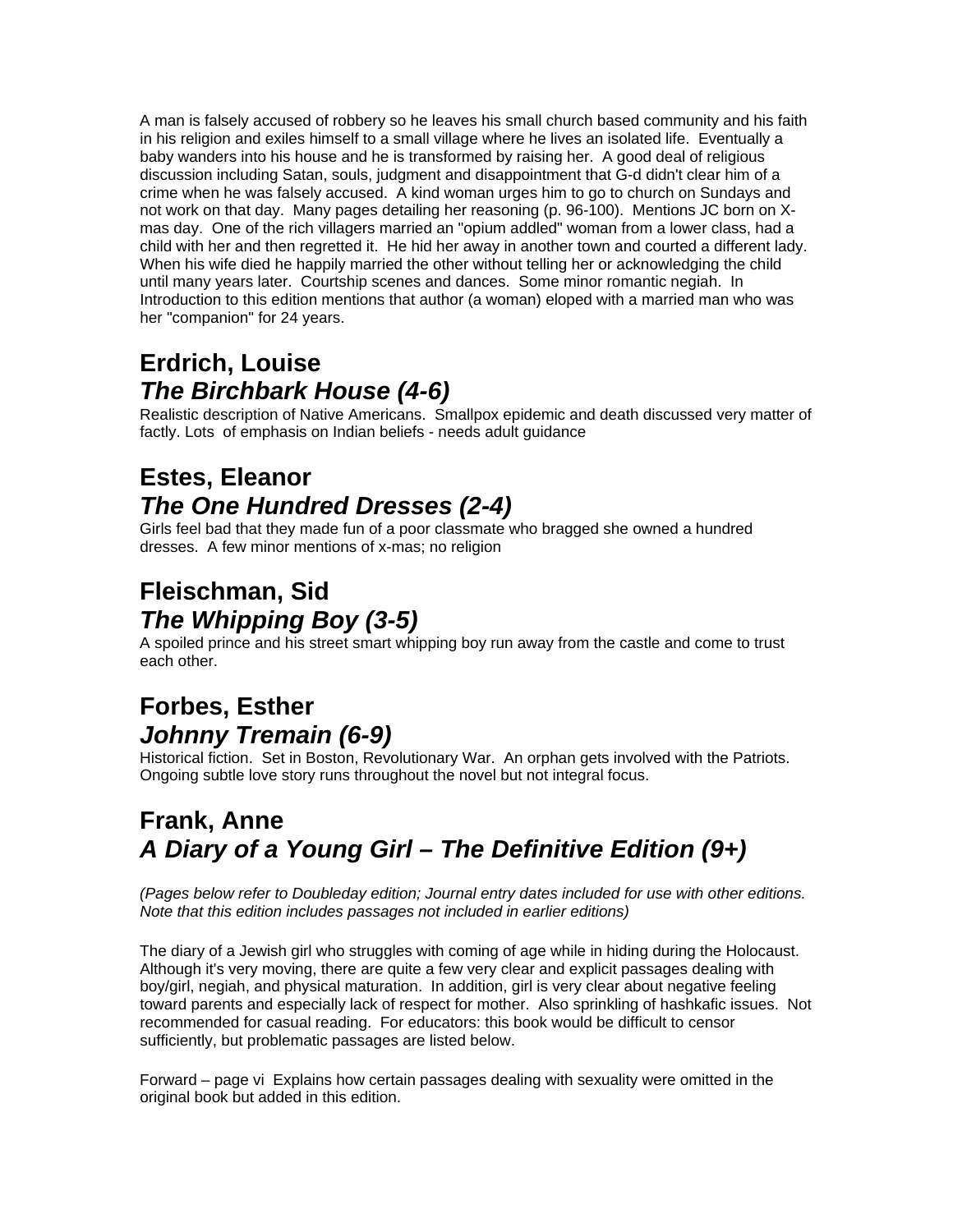A man is falsely accused of robbery so he leaves his small church based community and his faith in his religion and exiles himself to a small village where he lives an isolated life. Eventually a baby wanders into his house and he is transformed by raising her. A good deal of religious discussion including Satan, souls, judgment and disappointment that G-d didn't clear him of a crime when he was falsely accused. A kind woman urges him to go to church on Sundays and not work on that day. Many pages detailing her reasoning (p. 96-100). Mentions JC born on X-mas day. One of the rich villagers married an "opium addled" woman from a lower class, had a child with her and then regretted it. He hid her away in another town and courted a different lady. When his wife died he happily married the other without telling her or acknowledging the child until many years later. Courtship scenes and dances. Some minor romantic negiah. In Introduction to this edition mentions that author (a woman) eloped with a married man who was her "companion" for 24 years.

## Erdrich, Louise
## *The Birchbark House (4-6)*

Realistic description of Native Americans. Smallpox epidemic and death discussed very matter of factly. Lots of emphasis on Indian beliefs - needs adult guidance

## Estes, Eleanor
## *The One Hundred Dresses (2-4)*

Girls feel bad that they made fun of a poor classmate who bragged she owned a hundred dresses. A few minor mentions of x-mas; no religion

## Fleischman, Sid
## *The Whipping Boy (3-5)*

A spoiled prince and his street smart whipping boy run away from the castle and come to trust each other.

## Forbes, Esther
## *Johnny Tremain (6-9)*

Historical fiction. Set in Boston, Revolutionary War. An orphan gets involved with the Patriots. Ongoing subtle love story runs throughout the novel but not integral focus.

## Frank, Anne
## *A Diary of a Young Girl – The Definitive Edition (9+)*

*(Pages below refer to Doubleday edition; Journal entry dates included for use with other editions. Note that this edition includes passages not included in earlier editions)*

The diary of a Jewish girl who struggles with coming of age while in hiding during the Holocaust. Although it's very moving, there are quite a few very clear and explicit passages dealing with boy/girl, negiah, and physical maturation. In addition, girl is very clear about negative feeling toward parents and especially lack of respect for mother. Also sprinkling of hashkafic issues. Not recommended for casual reading. For educators: this book would be difficult to censor sufficiently, but problematic passages are listed below.

Forward – page vi Explains how certain passages dealing with sexuality were omitted in the original book but added in this edition.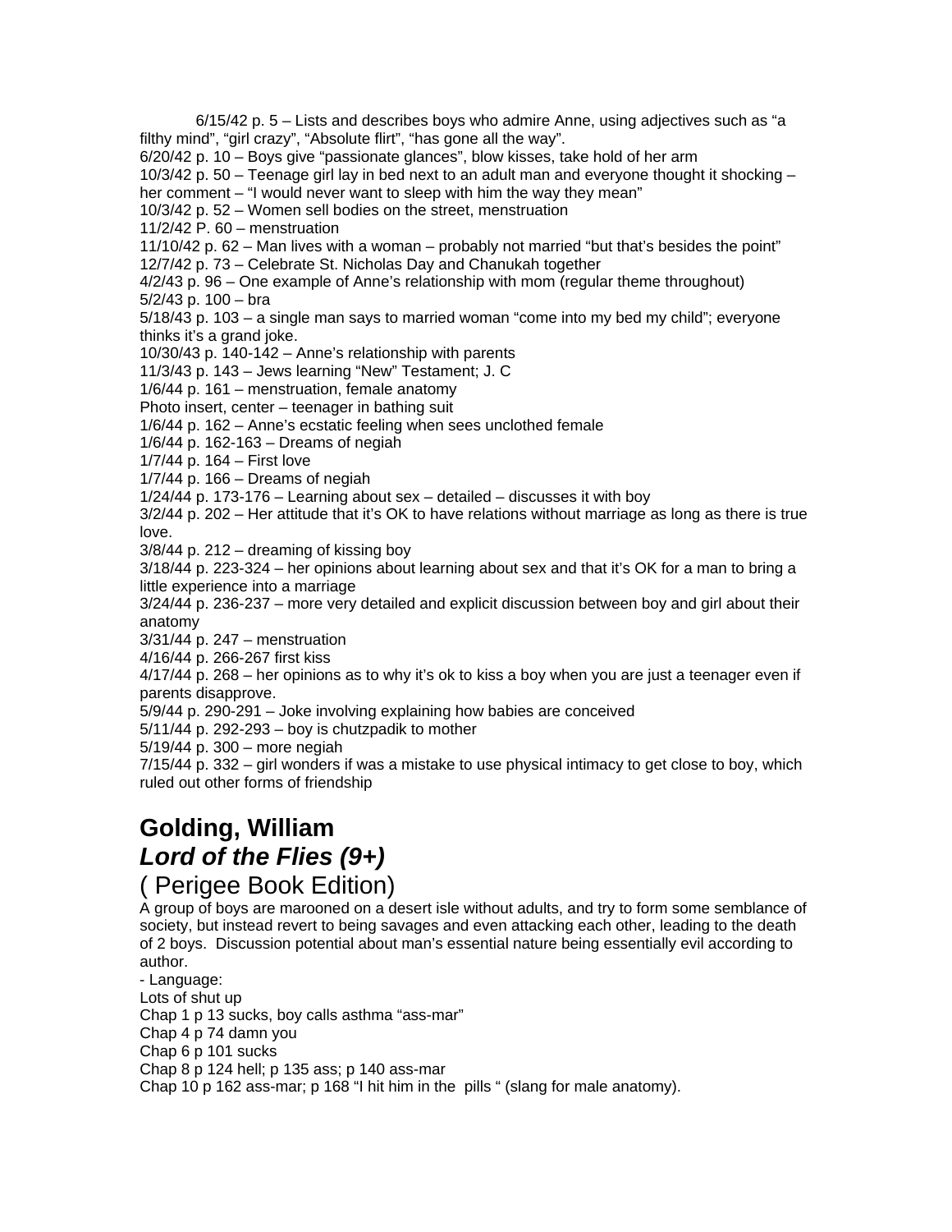6/15/42 p. 5 – Lists and describes boys who admire Anne, using adjectives such as "a filthy mind", "girl crazy", "Absolute flirt", "has gone all the way".
6/20/42 p. 10 – Boys give "passionate glances", blow kisses, take hold of her arm
10/3/42 p. 50 – Teenage girl lay in bed next to an adult man and everyone thought it shocking – her comment – "I would never want to sleep with him the way they mean"
10/3/42 p. 52 – Women sell bodies on the street, menstruation
11/2/42 P. 60 – menstruation
11/10/42 p. 62 – Man lives with a woman – probably not married "but that's besides the point"
12/7/42 p. 73 – Celebrate St. Nicholas Day and Chanukah together
4/2/43 p. 96 – One example of Anne's relationship with mom (regular theme throughout)
5/2/43 p. 100 – bra
5/18/43 p. 103 – a single man says to married woman "come into my bed my child"; everyone thinks it's a grand joke.
10/30/43 p. 140-142 – Anne's relationship with parents
11/3/43 p. 143 – Jews learning "New" Testament; J. C
1/6/44 p. 161 – menstruation, female anatomy
Photo insert, center – teenager in bathing suit
1/6/44 p. 162 – Anne's ecstatic feeling when sees unclothed female
1/6/44 p. 162-163 – Dreams of negiah
1/7/44 p. 164 – First love
1/7/44 p. 166 – Dreams of negiah
1/24/44 p. 173-176 – Learning about sex – detailed – discusses it with boy
3/2/44 p. 202 – Her attitude that it's OK to have relations without marriage as long as there is true love.
3/8/44 p. 212 – dreaming of kissing boy
3/18/44 p. 223-324 – her opinions about learning about sex and that it's OK for a man to bring a little experience into a marriage
3/24/44 p. 236-237 – more very detailed and explicit discussion between boy and girl about their anatomy
3/31/44 p. 247 – menstruation
4/16/44 p. 266-267 first kiss
4/17/44 p. 268 – her opinions as to why it's ok to kiss a boy when you are just a teenager even if parents disapprove.
5/9/44 p. 290-291 – Joke involving explaining how babies are conceived
5/11/44 p. 292-293 – boy is chutzpadik to mother
5/19/44 p. 300 – more negiah
7/15/44 p. 332 – girl wonders if was a mistake to use physical intimacy to get close to boy, which ruled out other forms of friendship

## Golding, William
## *Lord of the Flies (9+)*
### ( Perigee Book Edition)

A group of boys are marooned on a desert isle without adults, and try to form some semblance of society, but instead revert to being savages and even attacking each other, leading to the death of 2 boys. Discussion potential about man's essential nature being essentially evil according to author.

- Language:

Lots of shut up
Chap 1 p 13 sucks, boy calls asthma "ass-mar"
Chap 4 p 74 damn you
Chap 6 p 101 sucks
Chap 8 p 124 hell; p 135 ass; p 140 ass-mar
Chap 10 p 162 ass-mar; p 168 "I hit him in the pills " (slang for male anatomy).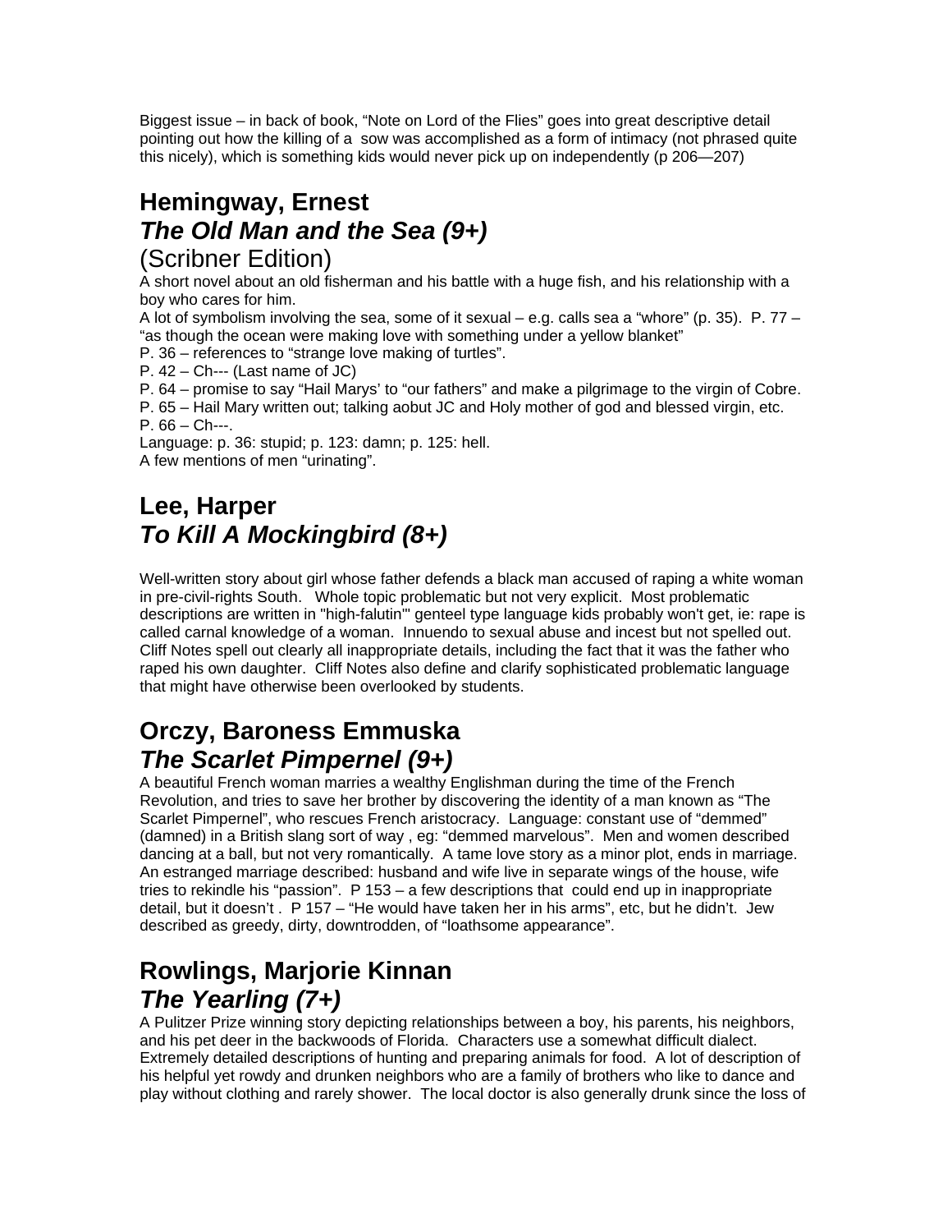Biggest issue – in back of book, "Note on Lord of the Flies" goes into great descriptive detail pointing out how the killing of a sow was accomplished as a form of intimacy (not phrased quite this nicely), which is something kids would never pick up on independently (p 206—207)

## Hemingway, Ernest
## *The Old Man and the Sea (9+)*
### (Scribner Edition)

A short novel about an old fisherman and his battle with a huge fish, and his relationship with a boy who cares for him.

A lot of symbolism involving the sea, some of it sexual – e.g. calls sea a "whore" (p. 35). P. 77 – "as though the ocean were making love with something under a yellow blanket"

P. 36 – references to "strange love making of turtles".

P. 42 – Ch--- (Last name of JC)

P. 64 – promise to say "Hail Marys' to "our fathers" and make a pilgrimage to the virgin of Cobre.

P. 65 – Hail Mary written out; talking aobut JC and Holy mother of god and blessed virgin, etc.

P. 66 – Ch---.

Language: p. 36: stupid; p. 123: damn; p. 125: hell.

A few mentions of men "urinating".

## Lee, Harper
## *To Kill A Mockingbird (8+)*

Well-written story about girl whose father defends a black man accused of raping a white woman in pre-civil-rights South. Whole topic problematic but not very explicit. Most problematic descriptions are written in "high-falutin'" genteel type language kids probably won't get, ie: rape is called carnal knowledge of a woman. Innuendo to sexual abuse and incest but not spelled out. Cliff Notes spell out clearly all inappropriate details, including the fact that it was the father who raped his own daughter. Cliff Notes also define and clarify sophisticated problematic language that might have otherwise been overlooked by students.

## Orczy, Baroness Emmuska
## *The Scarlet Pimpernel (9+)*

A beautiful French woman marries a wealthy Englishman during the time of the French Revolution, and tries to save her brother by discovering the identity of a man known as "The Scarlet Pimpernel", who rescues French aristocracy. Language: constant use of "demmed" (damned) in a British slang sort of way , eg: "demmed marvelous". Men and women described dancing at a ball, but not very romantically. A tame love story as a minor plot, ends in marriage. An estranged marriage described: husband and wife live in separate wings of the house, wife tries to rekindle his "passion". P 153 – a few descriptions that could end up in inappropriate detail, but it doesn't . P 157 – "He would have taken her in his arms", etc, but he didn't. Jew described as greedy, dirty, downtrodden, of "loathsome appearance".

## Rowlings, Marjorie Kinnan
## *The Yearling (7+)*

A Pulitzer Prize winning story depicting relationships between a boy, his parents, his neighbors, and his pet deer in the backwoods of Florida. Characters use a somewhat difficult dialect. Extremely detailed descriptions of hunting and preparing animals for food. A lot of description of his helpful yet rowdy and drunken neighbors who are a family of brothers who like to dance and play without clothing and rarely shower. The local doctor is also generally drunk since the loss of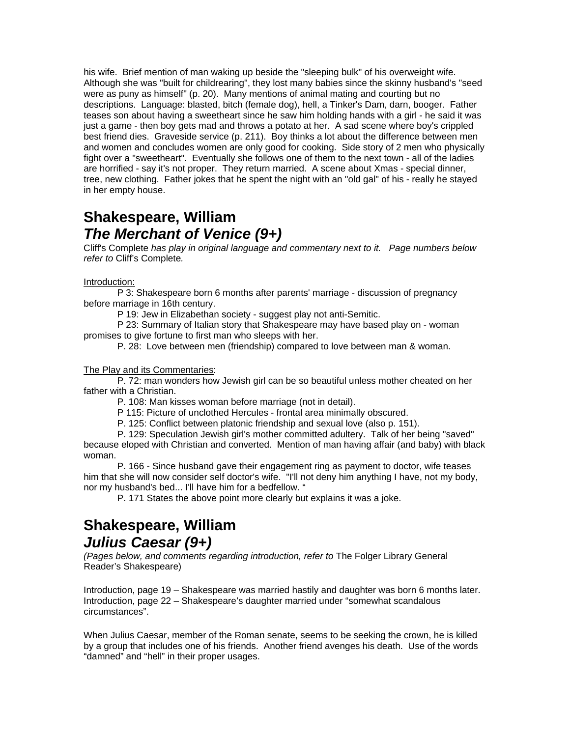his wife. Brief mention of man waking up beside the "sleeping bulk" of his overweight wife. Although she was "built for childrearing", they lost many babies since the skinny husband's "seed were as puny as himself" (p. 20). Many mentions of animal mating and courting but no descriptions. Language: blasted, bitch (female dog), hell, a Tinker's Dam, darn, booger. Father teases son about having a sweetheart since he saw him holding hands with a girl - he said it was just a game - then boy gets mad and throws a potato at her. A sad scene where boy's crippled best friend dies. Graveside service (p. 211). Boy thinks a lot about the difference between men and women and concludes women are only good for cooking. Side story of 2 men who physically fight over a "sweetheart". Eventually she follows one of them to the next town - all of the ladies are horrified - say it's not proper. They return married. A scene about Xmas - special dinner, tree, new clothing. Father jokes that he spent the night with an "old gal" of his - really he stayed in her empty house.

## Shakespeare, William
## *The Merchant of Venice (9+)*

Cliff's Complete *has play in original language and commentary next to it. Page numbers below refer to* Cliff's Complete*.*

Introduction:

P 3: Shakespeare born 6 months after parents' marriage - discussion of pregnancy before marriage in 16th century.

P 19: Jew in Elizabethan society - suggest play not anti-Semitic.

P 23: Summary of Italian story that Shakespeare may have based play on - woman promises to give fortune to first man who sleeps with her.

P. 28: Love between men (friendship) compared to love between man & woman.

The Play and its Commentaries:

P. 72: man wonders how Jewish girl can be so beautiful unless mother cheated on her father with a Christian.

P. 108: Man kisses woman before marriage (not in detail).

P 115: Picture of unclothed Hercules - frontal area minimally obscured.

P. 125: Conflict between platonic friendship and sexual love (also p. 151).

P. 129: Speculation Jewish girl's mother committed adultery. Talk of her being "saved" because eloped with Christian and converted. Mention of man having affair (and baby) with black woman.

P. 166 - Since husband gave their engagement ring as payment to doctor, wife teases him that she will now consider self doctor's wife. "I'll not deny him anything I have, not my body, nor my husband's bed... I'll have him for a bedfellow. "

P. 171 States the above point more clearly but explains it was a joke.

## Shakespeare, William
## *Julius Caesar (9+)*

*(Pages below, and comments regarding introduction, refer to* The Folger Library General Reader's Shakespeare)

Introduction, page 19 – Shakespeare was married hastily and daughter was born 6 months later.
Introduction, page 22 – Shakespeare's daughter married under "somewhat scandalous circumstances".

When Julius Caesar, member of the Roman senate, seems to be seeking the crown, he is killed by a group that includes one of his friends. Another friend avenges his death. Use of the words "damned" and "hell" in their proper usages.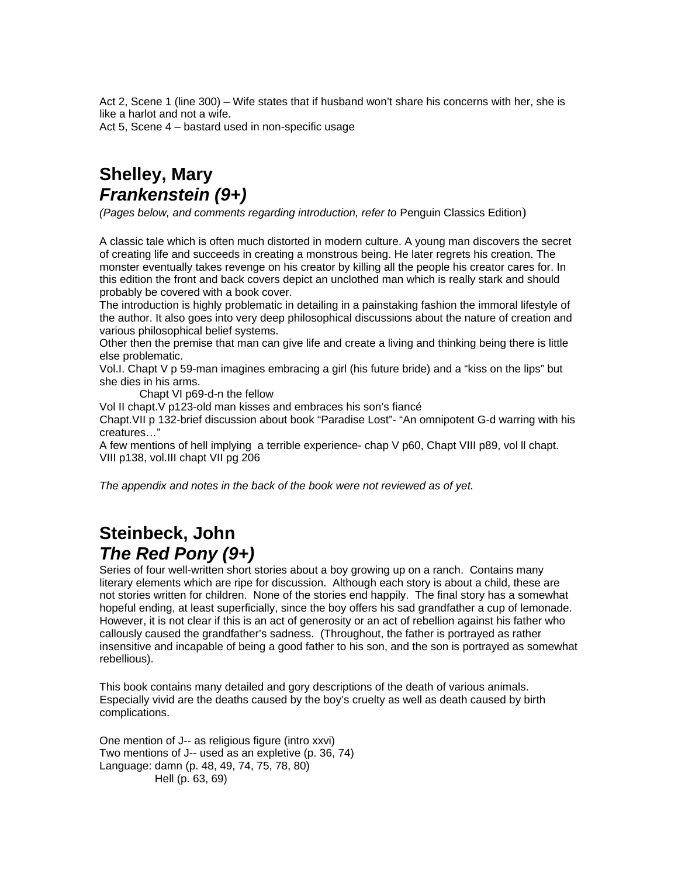Act 2, Scene 1 (line 300) – Wife states that if husband won't share his concerns with her, she is like a harlot and not a wife.
Act 5, Scene 4 – bastard used in non-specific usage

## Shelley, Mary
## *Frankenstein (9+)*

*(Pages below, and comments regarding introduction, refer to* Penguin Classics Edition)

A classic tale which is often much distorted in modern culture. A young man discovers the secret of creating life and succeeds in creating a monstrous being. He later regrets his creation. The monster eventually takes revenge on his creator by killing all the people his creator cares for. In this edition the front and back covers depict an unclothed man which is really stark and should probably be covered with a book cover.
The introduction is highly problematic in detailing in a painstaking fashion the immoral lifestyle of the author. It also goes into very deep philosophical discussions about the nature of creation and various philosophical belief systems.
Other then the premise that man can give life and create a living and thinking being there is little else problematic.
Vol.I. Chapt V p 59-man imagines embracing a girl (his future bride) and a "kiss on the lips" but she dies in his arms.
Chapt VI p69-d-n the fellow
Vol II chapt.V p123-old man kisses and embraces his son's fiancé
Chapt.VII p 132-brief discussion about book "Paradise Lost"- "An omnipotent G-d warring with his creatures…"
A few mentions of hell implying a terrible experience- chap V p60, Chapt VIII p89, vol ll chapt. VIII p138, vol.III chapt VII pg 206

*The appendix and notes in the back of the book were not reviewed as of yet.*

## Steinbeck, John
## *The Red Pony (9+)*

Series of four well-written short stories about a boy growing up on a ranch. Contains many literary elements which are ripe for discussion. Although each story is about a child, these are not stories written for children. None of the stories end happily. The final story has a somewhat hopeful ending, at least superficially, since the boy offers his sad grandfather a cup of lemonade. However, it is not clear if this is an act of generosity or an act of rebellion against his father who callously caused the grandfather's sadness. (Throughout, the father is portrayed as rather insensitive and incapable of being a good father to his son, and the son is portrayed as somewhat rebellious).

This book contains many detailed and gory descriptions of the death of various animals. Especially vivid are the deaths caused by the boy's cruelty as well as death caused by birth complications.

One mention of J-- as religious figure (intro xxvi)
Two mentions of J-- used as an expletive (p. 36, 74)
Language: damn (p. 48, 49, 74, 75, 78, 80)
Hell (p. 63, 69)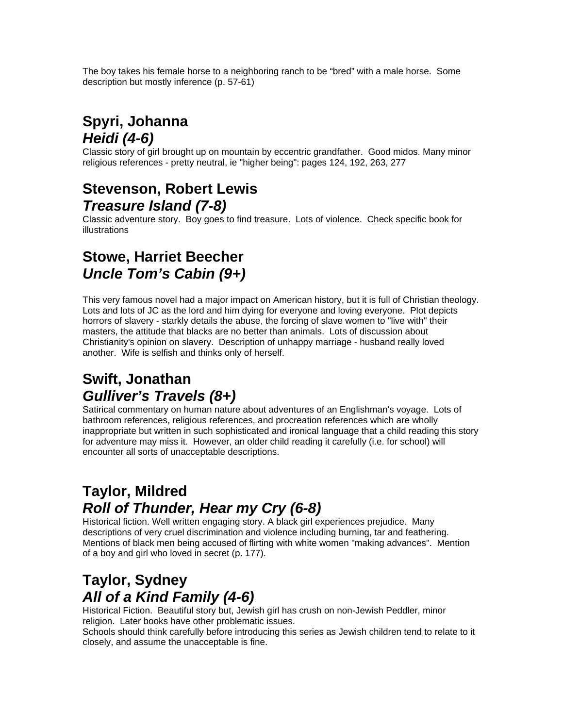The boy takes his female horse to a neighboring ranch to be "bred" with a male horse. Some description but mostly inference (p. 57-61)

## Spyri, Johanna
### *Heidi (4-6)*

Classic story of girl brought up on mountain by eccentric grandfather. Good midos. Many minor religious references - pretty neutral, ie "higher being": pages 124, 192, 263, 277

## Stevenson, Robert Lewis
### *Treasure Island (7-8)*

Classic adventure story. Boy goes to find treasure. Lots of violence. Check specific book for illustrations

## Stowe, Harriet Beecher
### *Uncle Tom's Cabin (9+)*

This very famous novel had a major impact on American history, but it is full of Christian theology. Lots and lots of JC as the lord and him dying for everyone and loving everyone. Plot depicts horrors of slavery - starkly details the abuse, the forcing of slave women to "live with" their masters, the attitude that blacks are no better than animals. Lots of discussion about Christianity's opinion on slavery. Description of unhappy marriage - husband really loved another. Wife is selfish and thinks only of herself.

## Swift, Jonathan
### *Gulliver's Travels (8+)*

Satirical commentary on human nature about adventures of an Englishman's voyage. Lots of bathroom references, religious references, and procreation references which are wholly inappropriate but written in such sophisticated and ironical language that a child reading this story for adventure may miss it. However, an older child reading it carefully (i.e. for school) will encounter all sorts of unacceptable descriptions.

## Taylor, Mildred
### *Roll of Thunder, Hear my Cry (6-8)*

Historical fiction. Well written engaging story. A black girl experiences prejudice. Many descriptions of very cruel discrimination and violence including burning, tar and feathering. Mentions of black men being accused of flirting with white women "making advances". Mention of a boy and girl who loved in secret (p. 177).

## Taylor, Sydney
### *All of a Kind Family (4-6)*

Historical Fiction. Beautiful story but, Jewish girl has crush on non-Jewish Peddler, minor religion. Later books have other problematic issues.
Schools should think carefully before introducing this series as Jewish children tend to relate to it closely, and assume the unacceptable is fine.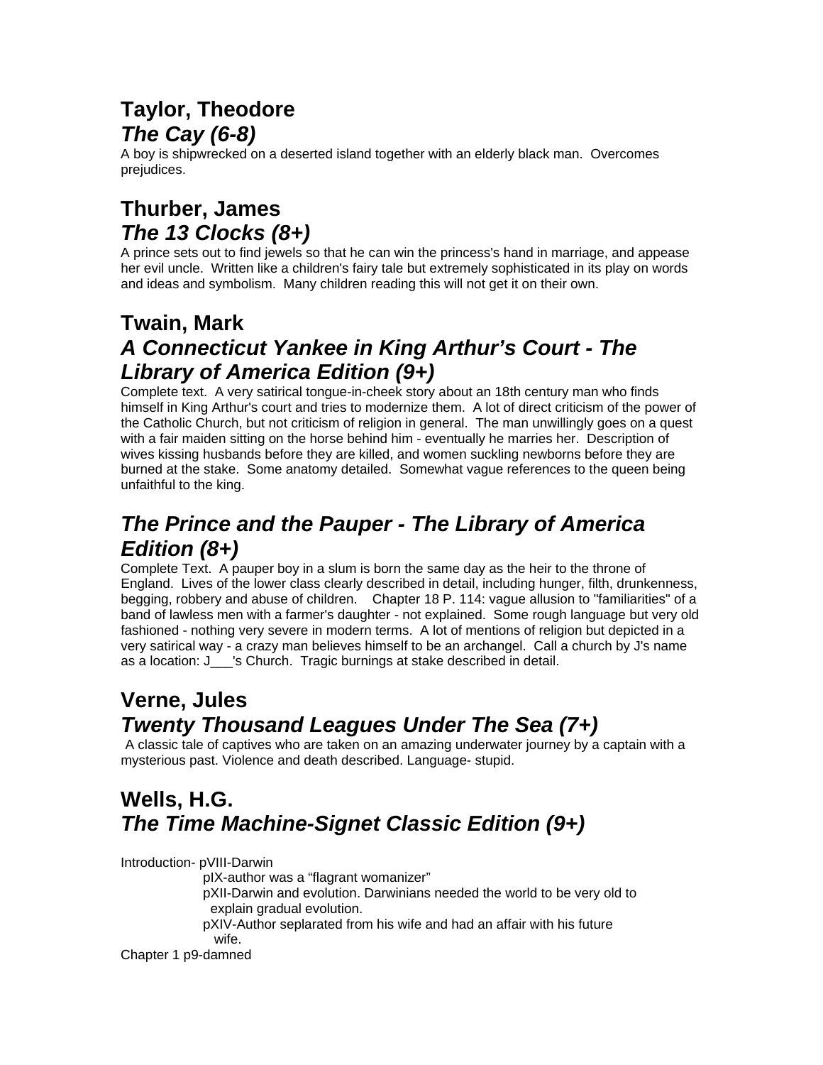## Taylor, Theodore
### *The Cay (6-8)*

A boy is shipwrecked on a deserted island together with an elderly black man. Overcomes prejudices.

## Thurber, James
### *The 13 Clocks (8+)*

A prince sets out to find jewels so that he can win the princess's hand in marriage, and appease her evil uncle. Written like a children's fairy tale but extremely sophisticated in its play on words and ideas and symbolism. Many children reading this will not get it on their own.

## Twain, Mark
### *A Connecticut Yankee in King Arthur's Court - The Library of America Edition (9+)*

Complete text. A very satirical tongue-in-cheek story about an 18th century man who finds himself in King Arthur's court and tries to modernize them. A lot of direct criticism of the power of the Catholic Church, but not criticism of religion in general. The man unwillingly goes on a quest with a fair maiden sitting on the horse behind him - eventually he marries her. Description of wives kissing husbands before they are killed, and women suckling newborns before they are burned at the stake. Some anatomy detailed. Somewhat vague references to the queen being unfaithful to the king.

### *The Prince and the Pauper - The Library of America Edition (8+)*

Complete Text. A pauper boy in a slum is born the same day as the heir to the throne of England. Lives of the lower class clearly described in detail, including hunger, filth, drunkenness, begging, robbery and abuse of children. Chapter 18 P. 114: vague allusion to "familiarities" of a band of lawless men with a farmer's daughter - not explained. Some rough language but very old fashioned - nothing very severe in modern terms. A lot of mentions of religion but depicted in a very satirical way - a crazy man believes himself to be an archangel. Call a church by J's name as a location: J___'s Church. Tragic burnings at stake described in detail.

## Verne, Jules
### *Twenty Thousand Leagues Under The Sea (7+)*

A classic tale of captives who are taken on an amazing underwater journey by a captain with a mysterious past. Violence and death described. Language- stupid.

## Wells, H.G.
### *The Time Machine-Signet Classic Edition (9+)*

Introduction- pVIII-Darwin

- pIX-author was a "flagrant womanizer"
- pXII-Darwin and evolution. Darwinians needed the world to be very old to explain gradual evolution.
- pXIV-Author seplarated from his wife and had an affair with his future wife.

Chapter 1 p9-damned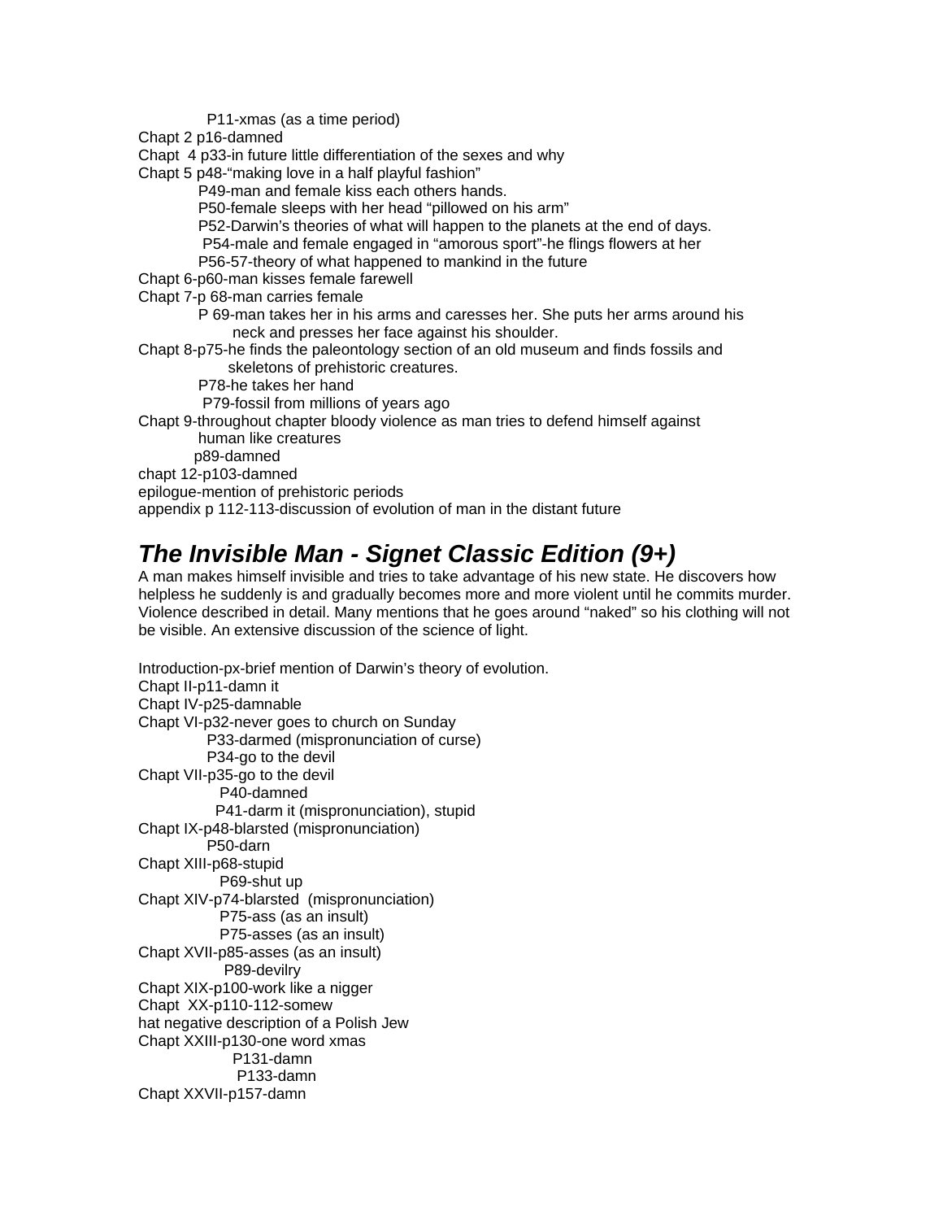P11-xmas (as a time period)
Chapt 2 p16-damned
Chapt 4 p33-in future little differentiation of the sexes and why
Chapt 5 p48-"making love in a half playful fashion"
P49-man and female kiss each others hands.
P50-female sleeps with her head "pillowed on his arm"
P52-Darwin's theories of what will happen to the planets at the end of days.
P54-male and female engaged in "amorous sport"-he flings flowers at her
P56-57-theory of what happened to mankind in the future
Chapt 6-p60-man kisses female farewell
Chapt 7-p 68-man carries female
P 69-man takes her in his arms and caresses her. She puts her arms around his neck and presses her face against his shoulder.
Chapt 8-p75-he finds the paleontology section of an old museum and finds fossils and skeletons of prehistoric creatures.
P78-he takes her hand
P79-fossil from millions of years ago
Chapt 9-throughout chapter bloody violence as man tries to defend himself against human like creatures
p89-damned
chapt 12-p103-damned
epilogue-mention of prehistoric periods
appendix p 112-113-discussion of evolution of man in the distant future

## *The Invisible Man - Signet Classic Edition (9+)*

A man makes himself invisible and tries to take advantage of his new state. He discovers how helpless he suddenly is and gradually becomes more and more violent until he commits murder. Violence described in detail. Many mentions that he goes around "naked" so his clothing will not be visible. An extensive discussion of the science of light.

Introduction-px-brief mention of Darwin's theory of evolution.
Chapt II-p11-damn it
Chapt IV-p25-damnable
Chapt VI-p32-never goes to church on Sunday
P33-darmed (mispronunciation of curse)
P34-go to the devil
Chapt VII-p35-go to the devil
P40-damned
P41-darm it (mispronunciation), stupid
Chapt IX-p48-blarsted (mispronunciation)
P50-darn
Chapt XIII-p68-stupid
P69-shut up
Chapt XIV-p74-blarsted (mispronunciation)
P75-ass (as an insult)
P75-asses (as an insult)
Chapt XVII-p85-asses (as an insult)
P89-devilry
Chapt XIX-p100-work like a nigger
Chapt XX-p110-112-somewhat negative description of a Polish Jew
Chapt XXIII-p130-one word xmas
P131-damn
P133-damn
Chapt XXVII-p157-damn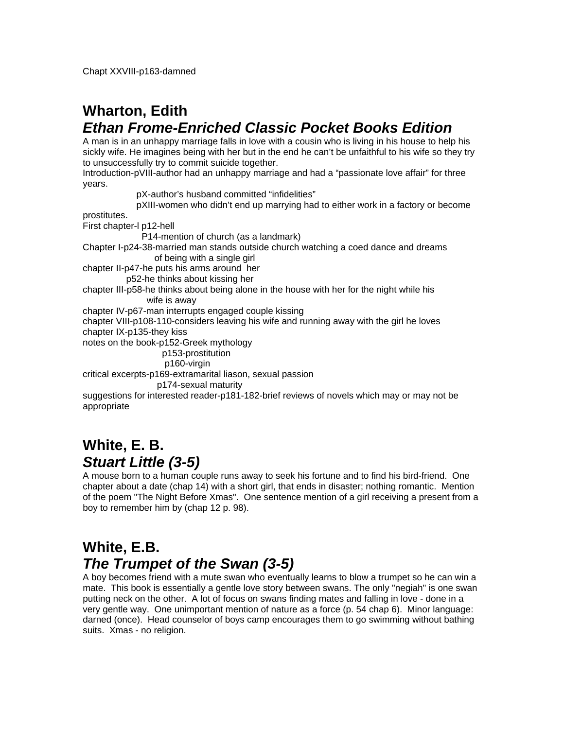Chapt XXVIII-p163-damned

## Wharton, Edith
## *Ethan Frome-Enriched Classic Pocket Books Edition*

A man is in an unhappy marriage falls in love with a cousin who is living in his house to help his sickly wife. He imagines being with her but in the end he can't be unfaithful to his wife so they try to unsuccessfully try to commit suicide together.

Introduction-pVIII-author had an unhappy marriage and had a "passionate love affair" for three years.

pX-author's husband committed "infidelities"

pXIII-women who didn't end up marrying had to either work in a factory or become prostitutes.

First chapter-l p12-hell

P14-mention of church (as a landmark)

Chapter I-p24-38-married man stands outside church watching a coed dance and dreams of being with a single girl

chapter II-p47-he puts his arms around her

p52-he thinks about kissing her

chapter III-p58-he thinks about being alone in the house with her for the night while his wife is away

chapter IV-p67-man interrupts engaged couple kissing

chapter VIII-p108-110-considers leaving his wife and running away with the girl he loves

chapter IX-p135-they kiss

notes on the book-p152-Greek mythology

p153-prostitution

p160-virgin

critical excerpts-p169-extramarital liason, sexual passion

p174-sexual maturity

suggestions for interested reader-p181-182-brief reviews of novels which may or may not be appropriate

## White, E. B.
## *Stuart Little (3-5)*

A mouse born to a human couple runs away to seek his fortune and to find his bird-friend. One chapter about a date (chap 14) with a short girl, that ends in disaster; nothing romantic. Mention of the poem "The Night Before Xmas". One sentence mention of a girl receiving a present from a boy to remember him by (chap 12 p. 98).

## White, E.B.
## *The Trumpet of the Swan (3-5)*

A boy becomes friend with a mute swan who eventually learns to blow a trumpet so he can win a mate. This book is essentially a gentle love story between swans. The only "negiah" is one swan putting neck on the other. A lot of focus on swans finding mates and falling in love - done in a very gentle way. One unimportant mention of nature as a force (p. 54 chap 6). Minor language: darned (once). Head counselor of boys camp encourages them to go swimming without bathing suits. Xmas - no religion.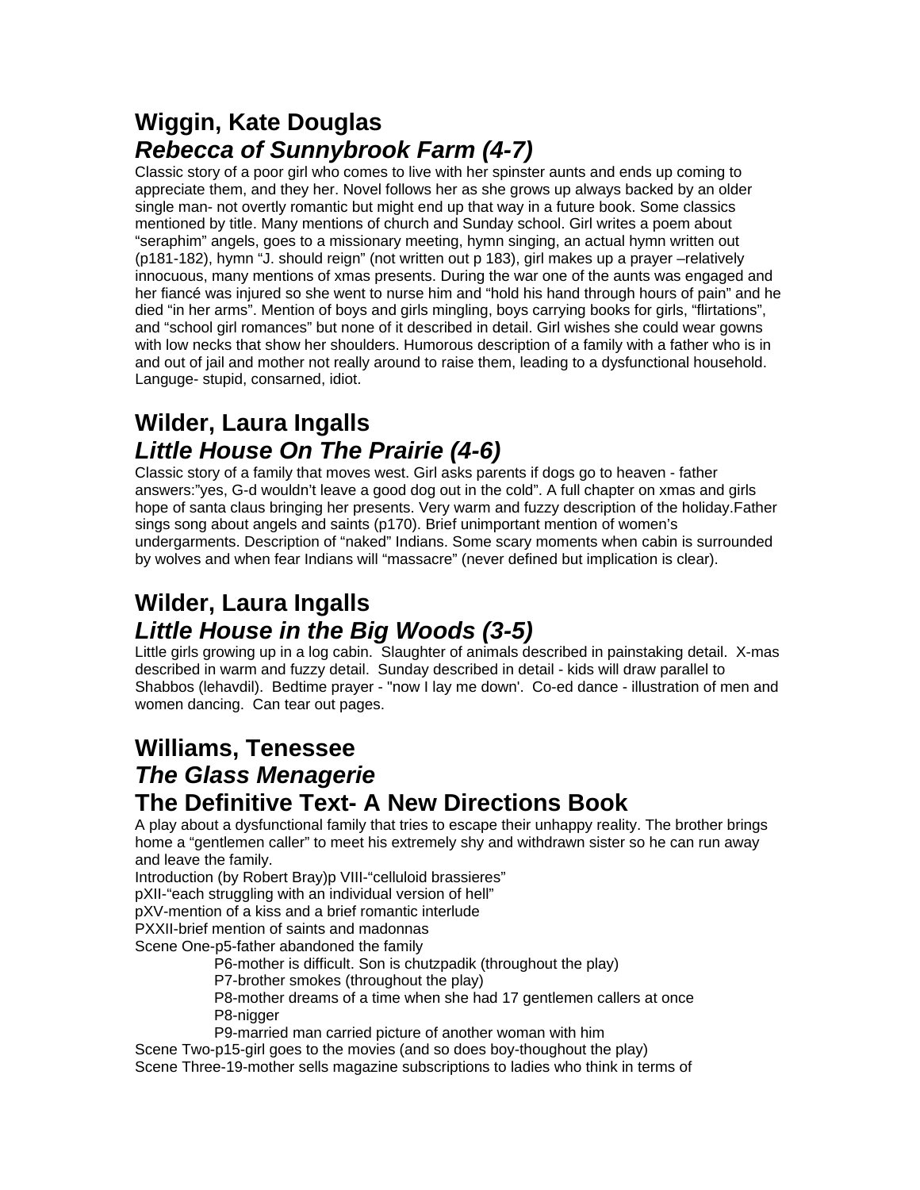## Wiggin, Kate Douglas
## *Rebecca of Sunnybrook Farm (4-7)*

Classic story of a poor girl who comes to live with her spinster aunts and ends up coming to appreciate them, and they her. Novel follows her as she grows up always backed by an older single man- not overtly romantic but might end up that way in a future book. Some classics mentioned by title. Many mentions of church and Sunday school. Girl writes a poem about "seraphim" angels, goes to a missionary meeting, hymn singing, an actual hymn written out (p181-182), hymn "J. should reign" (not written out p 183), girl makes up a prayer –relatively innocuous, many mentions of xmas presents. During the war one of the aunts was engaged and her fiancé was injured so she went to nurse him and "hold his hand through hours of pain" and he died "in her arms". Mention of boys and girls mingling, boys carrying books for girls, "flirtations", and "school girl romances" but none of it described in detail. Girl wishes she could wear gowns with low necks that show her shoulders. Humorous description of a family with a father who is in and out of jail and mother not really around to raise them, leading to a dysfunctional household. Languge- stupid, consarned, idiot.

## Wilder, Laura Ingalls
## *Little House On The Prairie (4-6)*

Classic story of a family that moves west. Girl asks parents if dogs go to heaven - father answers:"yes, G-d wouldn't leave a good dog out in the cold". A full chapter on xmas and girls hope of santa claus bringing her presents. Very warm and fuzzy description of the holiday.Father sings song about angels and saints (p170). Brief unimportant mention of women's undergarments. Description of "naked" Indians. Some scary moments when cabin is surrounded by wolves and when fear Indians will "massacre" (never defined but implication is clear).

## Wilder, Laura Ingalls
## *Little House in the Big Woods (3-5)*

Little girls growing up in a log cabin. Slaughter of animals described in painstaking detail. X-mas described in warm and fuzzy detail. Sunday described in detail - kids will draw parallel to Shabbos (lehavdil). Bedtime prayer - "now I lay me down'. Co-ed dance - illustration of men and women dancing. Can tear out pages.

## Williams, Tenessee
## *The Glass Menagerie*
## The Definitive Text- A New Directions Book

A play about a dysfunctional family that tries to escape their unhappy reality. The brother brings home a "gentlemen caller" to meet his extremely shy and withdrawn sister so he can run away and leave the family.

Introduction (by Robert Bray)p VIII-"celluloid brassieres"

pXII-"each struggling with an individual version of hell"

pXV-mention of a kiss and a brief romantic interlude

PXXII-brief mention of saints and madonnas

Scene One-p5-father abandoned the family

- P6-mother is difficult. Son is chutzpadik (throughout the play)
- P7-brother smokes (throughout the play)
- P8-mother dreams of a time when she had 17 gentlemen callers at once
- P8-nigger
- P9-married man carried picture of another woman with him

Scene Two-p15-girl goes to the movies (and so does boy-thoughout the play)

Scene Three-19-mother sells magazine subscriptions to ladies who think in terms of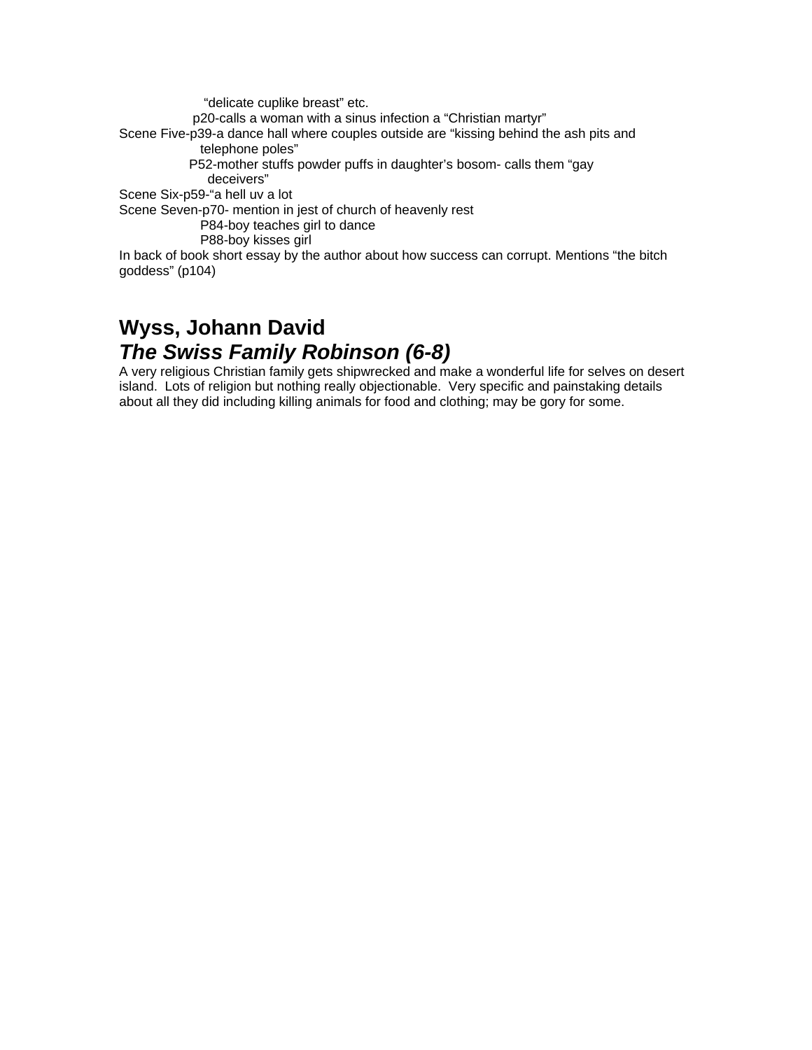"delicate cuplike breast" etc.

p20-calls a woman with a sinus infection a "Christian martyr"

Scene Five-p39-a dance hall where couples outside are "kissing behind the ash pits and telephone poles"

P52-mother stuffs powder puffs in daughter's bosom- calls them "gay deceivers"

Scene Six-p59-"a hell uv a lot

Scene Seven-p70- mention in jest of church of heavenly rest

P84-boy teaches girl to dance

P88-boy kisses girl

In back of book short essay by the author about how success can corrupt. Mentions "the bitch goddess" (p104)

## Wyss, Johann David
## *The Swiss Family Robinson (6-8)*

A very religious Christian family gets shipwrecked and make a wonderful life for selves on desert island. Lots of religion but nothing really objectionable. Very specific and painstaking details about all they did including killing animals for food and clothing; may be gory for some.